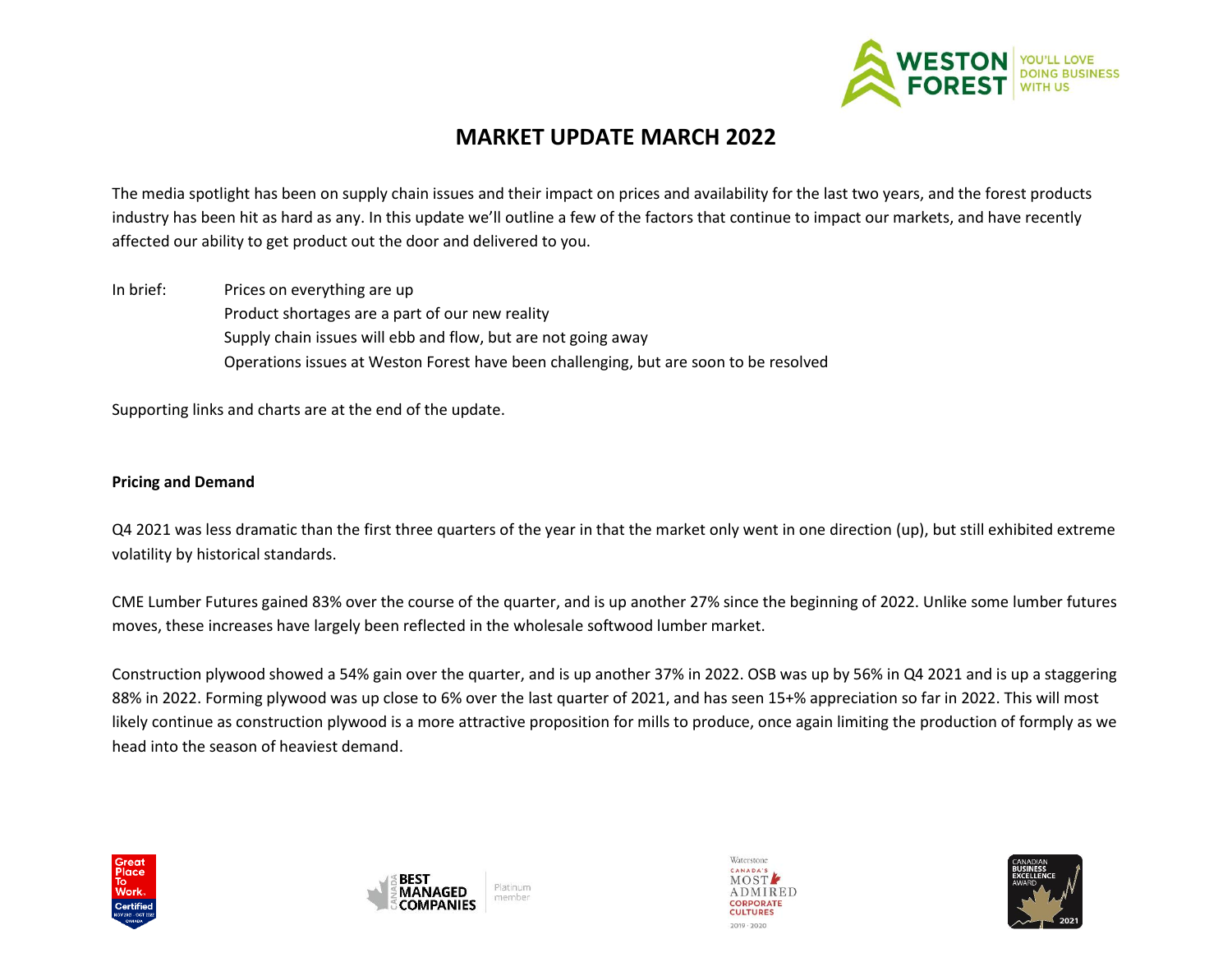# MARKET UPDATE MARCH 2022

The media spotlight has been on supply chain issues and their impact on prices and availability for the last two years, and the forest products industry has been hit as hard as any. In this update we'll outline a few of the factors that continue to impact our markets, and have recently affected our ability to get product out the door and delivered to you.

In brief:

- Prices on everything are up
- Product shortages are a part of our new reality
- Supply chain issues will ebb and flow, but are not going away
- Operations issues at Weston Forest have been challenging, but are soon to be resolved

Supporting links and charts are at the end of the update.

**Pricing and Demand**

Q4 2021 was less dramatic than the first three quarters of the year in that the market only went in one direction (up), but still exhibited extreme volatility by historical standards.

CME Lumber Futures gained 83% over the course of the quarter, and is up another 27% since the beginning of 2022. Unlike some lumber futures moves, these increases have largely been reflected in the wholesale softwood lumber market.

Construction plywood showed a 54% gain over the quarter, and is up another 37% in 2022. OSB was up by 56% in Q4 2021 and is up a staggering 88% in 2022. Forming plywood was up close to 6% over the last quarter of 2021, and has seen 15+% appreciation so far in 2022. This will most likely continue as construction plywood is a more attractive proposition for mills to produce, once again limiting the production of formply as we head into the season of heaviest demand.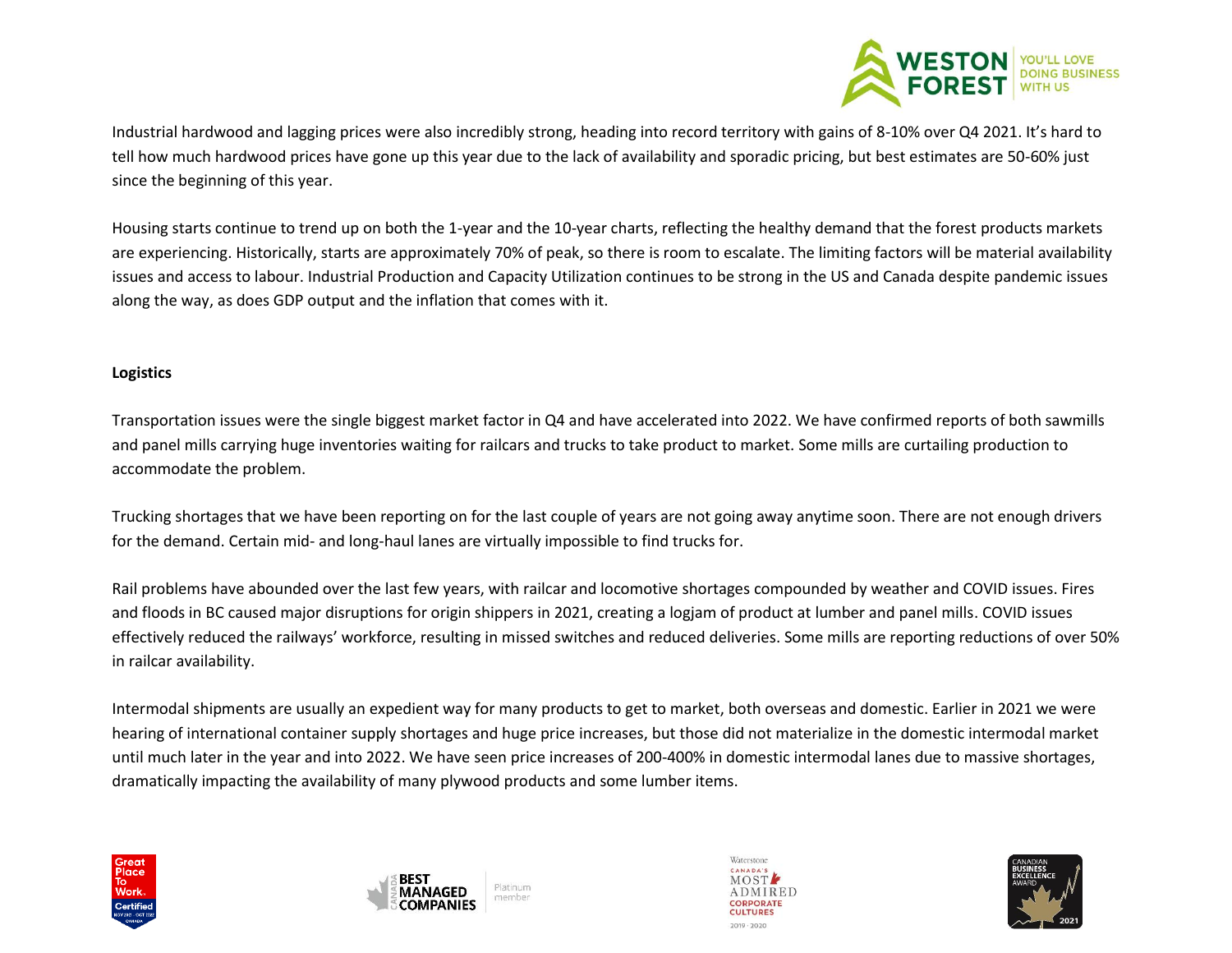Industrial hardwood and lagging prices were also incredibly strong, heading into record territory with gains of 8-10% over Q4 2021. It's hard to tell how much hardwood prices have gone up this year due to the lack of availability and sporadic pricing, but best estimates are 50-60% just since the beginning of this year.

Housing starts continue to trend up on both the 1-year and the 10-year charts, reflecting the healthy demand that the forest products markets are experiencing. Historically, starts are approximately 70% of peak, so there is room to escalate. The limiting factors will be material availability issues and access to labour. Industrial Production and Capacity Utilization continues to be strong in the US and Canada despite pandemic issues along the way, as does GDP output and the inflation that comes with it.

**Logistics**

Transportation issues were the single biggest market factor in Q4 and have accelerated into 2022. We have confirmed reports of both sawmills and panel mills carrying huge inventories waiting for railcars and trucks to take product to market. Some mills are curtailing production to accommodate the problem.

Trucking shortages that we have been reporting on for the last couple of years are not going away anytime soon. There are not enough drivers for the demand. Certain mid- and long-haul lanes are virtually impossible to find trucks for.

Rail problems have abounded over the last few years, with railcar and locomotive shortages compounded by weather and COVID issues. Fires and floods in BC caused major disruptions for origin shippers in 2021, creating a logjam of product at lumber and panel mills. COVID issues effectively reduced the railways' workforce, resulting in missed switches and reduced deliveries. Some mills are reporting reductions of over 50% in railcar availability.

Intermodal shipments are usually an expedient way for many products to get to market, both overseas and domestic. Earlier in 2021 we were hearing of international container supply shortages and huge price increases, but those did not materialize in the domestic intermodal market until much later in the year and into 2022. We have seen price increases of 200-400% in domestic intermodal lanes due to massive shortages, dramatically impacting the availability of many plywood products and some lumber items.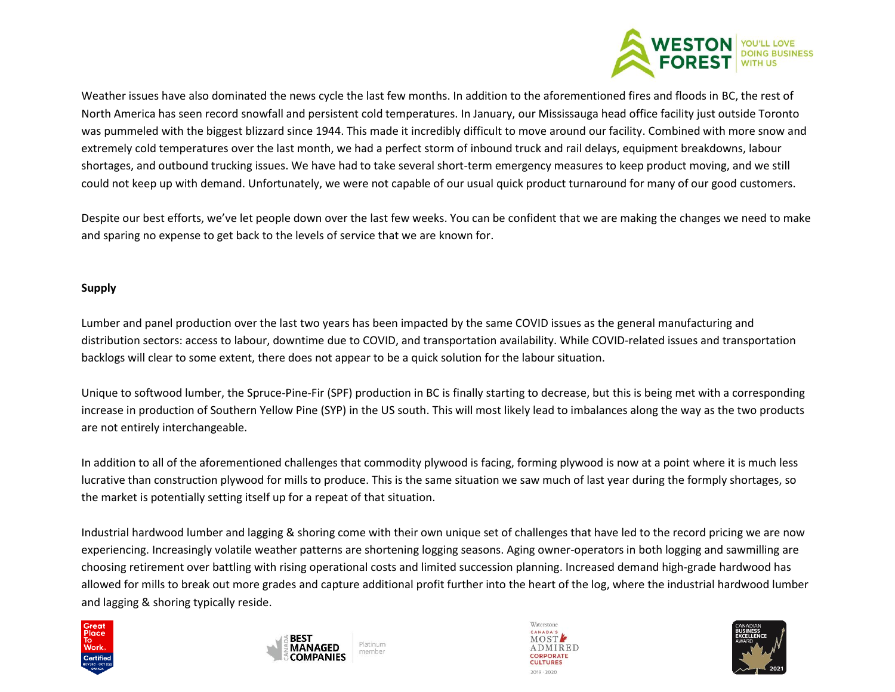Weather issues have also dominated the news cycle the last few months. In addition to the aforementioned fires and floods in BC, the rest of North America has seen record snowfall and persistent cold temperatures. In January, our Mississauga head office facility just outside Toronto was pummeled with the biggest blizzard since 1944. This made it incredibly difficult to move around our facility. Combined with more snow and extremely cold temperatures over the last month, we had a perfect storm of inbound truck and rail delays, equipment breakdowns, labour shortages, and outbound trucking issues. We have had to take several short-term emergency measures to keep product moving, and we still could not keep up with demand. Unfortunately, we were not capable of our usual quick product turnaround for many of our good customers.

Despite our best efforts, we've let people down over the last few weeks. You can be confident that we are making the changes we need to make and sparing no expense to get back to the levels of service that we are known for.

**Supply**

Lumber and panel production over the last two years has been impacted by the same COVID issues as the general manufacturing and distribution sectors: access to labour, downtime due to COVID, and transportation availability. While COVID-related issues and transportation backlogs will clear to some extent, there does not appear to be a quick solution for the labour situation.

Unique to softwood lumber, the Spruce-Pine-Fir (SPF) production in BC is finally starting to decrease, but this is being met with a corresponding increase in production of Southern Yellow Pine (SYP) in the US south. This will most likely lead to imbalances along the way as the two products are not entirely interchangeable.

In addition to all of the aforementioned challenges that commodity plywood is facing, forming plywood is now at a point where it is much less lucrative than construction plywood for mills to produce. This is the same situation we saw much of last year during the formply shortages, so the market is potentially setting itself up for a repeat of that situation.

Industrial hardwood lumber and lagging & shoring come with their own unique set of challenges that have led to the record pricing we are now experiencing. Increasingly volatile weather patterns are shortening logging seasons. Aging owner-operators in both logging and sawmilling are choosing retirement over battling with rising operational costs and limited succession planning. Increased demand high-grade hardwood has allowed for mills to break out more grades and capture additional profit further into the heart of the log, where the industrial hardwood lumber and lagging & shoring typically reside.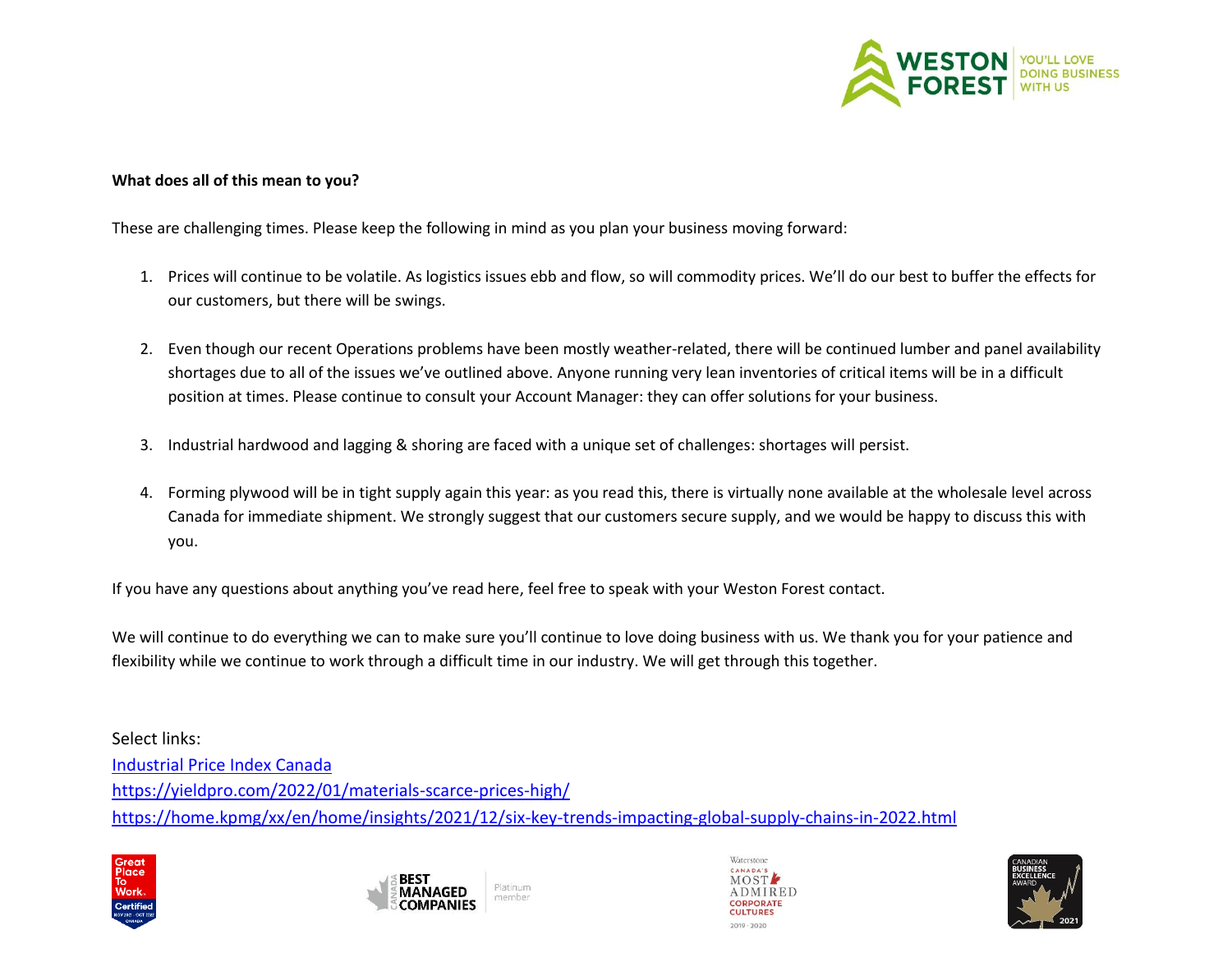**What does all of this mean to you?**

These are challenging times. Please keep the following in mind as you plan your business moving forward:

1. Prices will continue to be volatile. As logistics issues ebb and flow, so will commodity prices. We'll do our best to buffer the effects for our customers, but there will be swings.

2. Even though our recent Operations problems have been mostly weather-related, there will be continued lumber and panel availability shortages due to all of the issues we've outlined above. Anyone running very lean inventories of critical items will be in a difficult position at times. Please continue to consult your Account Manager: they can offer solutions for your business.

3. Industrial hardwood and lagging & shoring are faced with a unique set of challenges: shortages will persist.

4. Forming plywood will be in tight supply again this year: as you read this, there is virtually none available at the wholesale level across Canada for immediate shipment. We strongly suggest that our customers secure supply, and we would be happy to discuss this with you.

If you have any questions about anything you've read here, feel free to speak with your Weston Forest contact.

We will continue to do everything we can to make sure you'll continue to love doing business with us. We thank you for your patience and flexibility while we continue to work through a difficult time in our industry. We will get through this together.

Select links:

Industrial Price Index Canada

https://yieldpro.com/2022/01/materials-scarce-prices-high/

https://home.kpmg/xx/en/home/insights/2021/12/six-key-trends-impacting-global-supply-chains-in-2022.html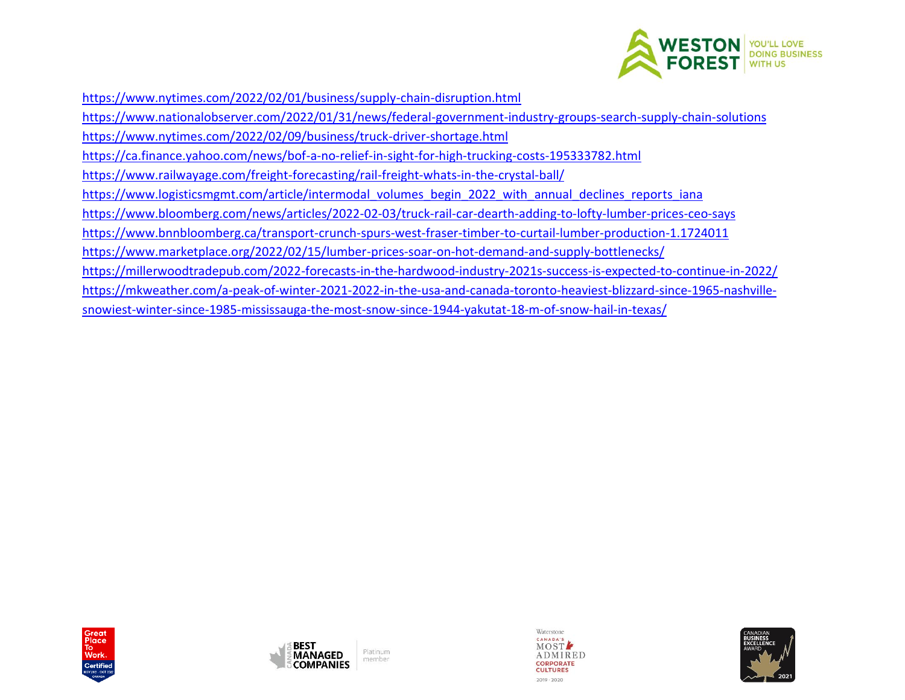https://www.nytimes.com/2022/02/01/business/supply-chain-disruption.html

https://www.nationalobserver.com/2022/01/31/news/federal-government-industry-groups-search-supply-chain-solutions

https://www.nytimes.com/2022/02/09/business/truck-driver-shortage.html

https://ca.finance.yahoo.com/news/bof-a-no-relief-in-sight-for-high-trucking-costs-195333782.html

https://www.railwayage.com/freight-forecasting/rail-freight-whats-in-the-crystal-ball/

https://www.logisticsmgmt.com/article/intermodal_volumes_begin_2022_with_annual_declines_reports_iana

https://www.bloomberg.com/news/articles/2022-02-03/truck-rail-car-dearth-adding-to-lofty-lumber-prices-ceo-says

https://www.bnnbloomberg.ca/transport-crunch-spurs-west-fraser-timber-to-curtail-lumber-production-1.1724011

https://www.marketplace.org/2022/02/15/lumber-prices-soar-on-hot-demand-and-supply-bottlenecks/

https://millerwoodtradepub.com/2022-forecasts-in-the-hardwood-industry-2021s-success-is-expected-to-continue-in-2022/

https://mkweather.com/a-peak-of-winter-2021-2022-in-the-usa-and-canada-toronto-heaviest-blizzard-since-1965-nashville-snowiest-winter-since-1985-mississauga-the-most-snow-since-1944-yakutat-18-m-of-snow-hail-in-texas/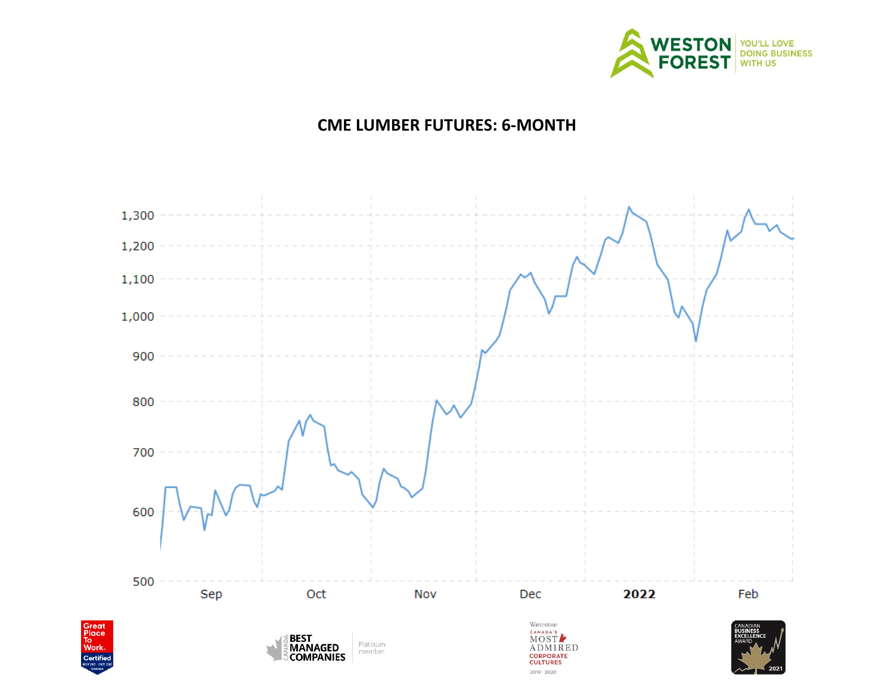# CME LUMBER FUTURES: 6-MONTH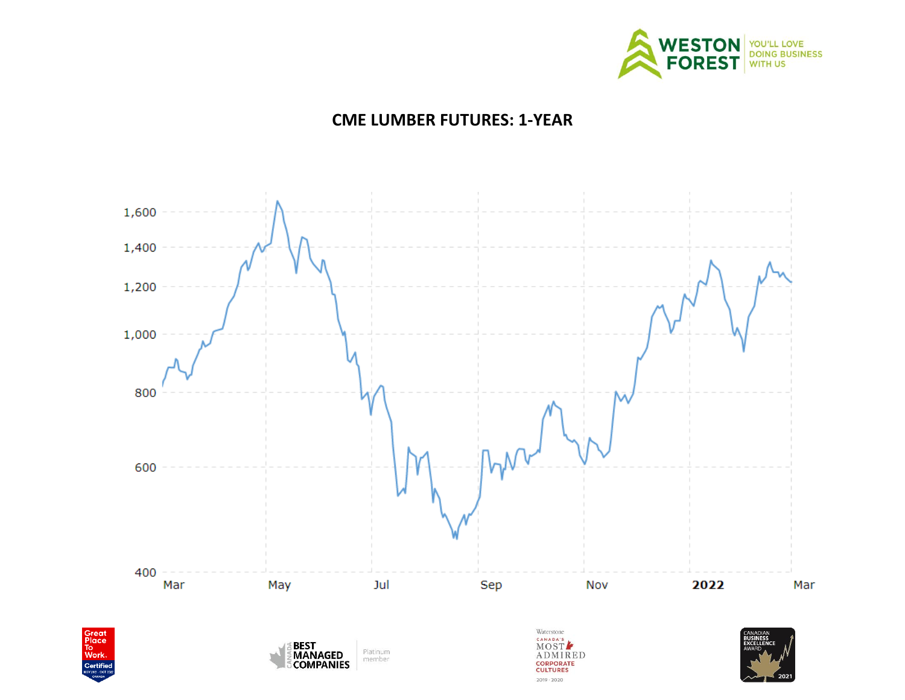# CME LUMBER FUTURES: 1-YEAR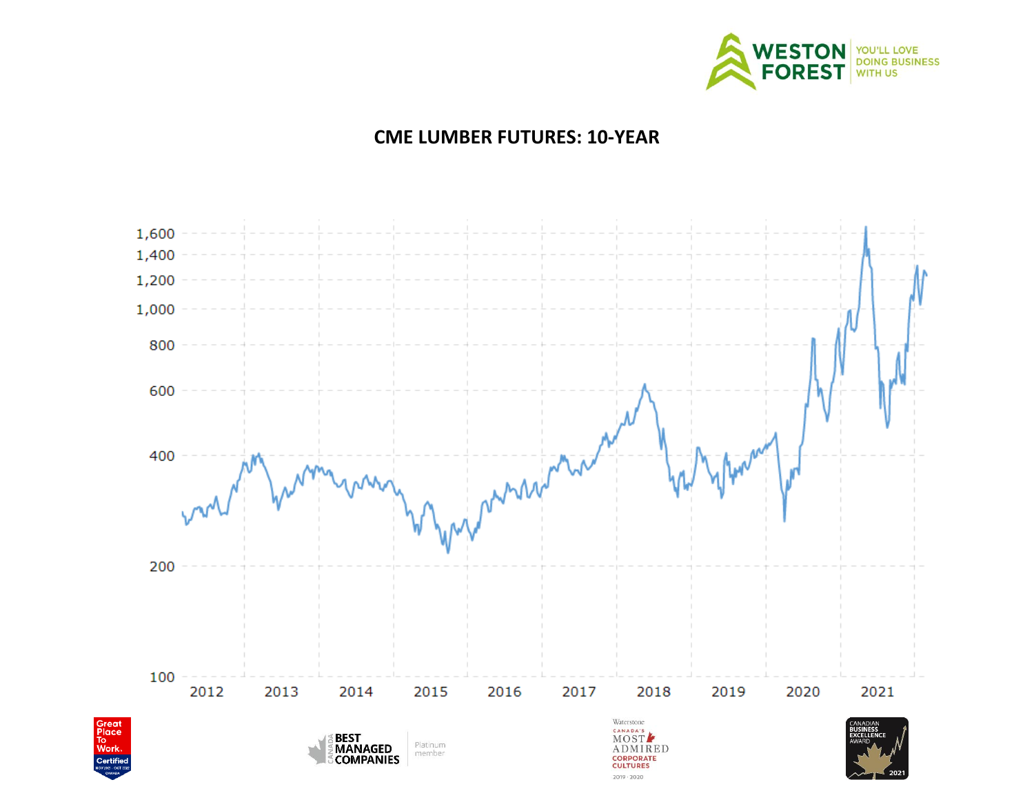# CME LUMBER FUTURES: 10-YEAR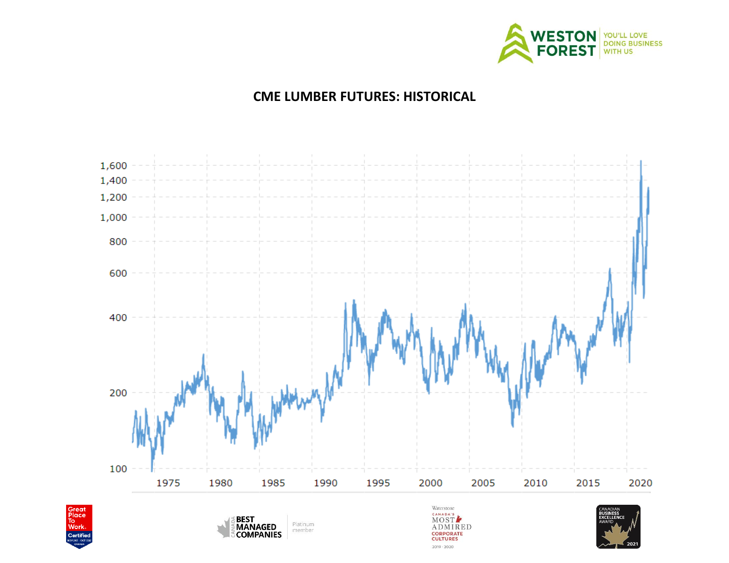# CME LUMBER FUTURES: HISTORICAL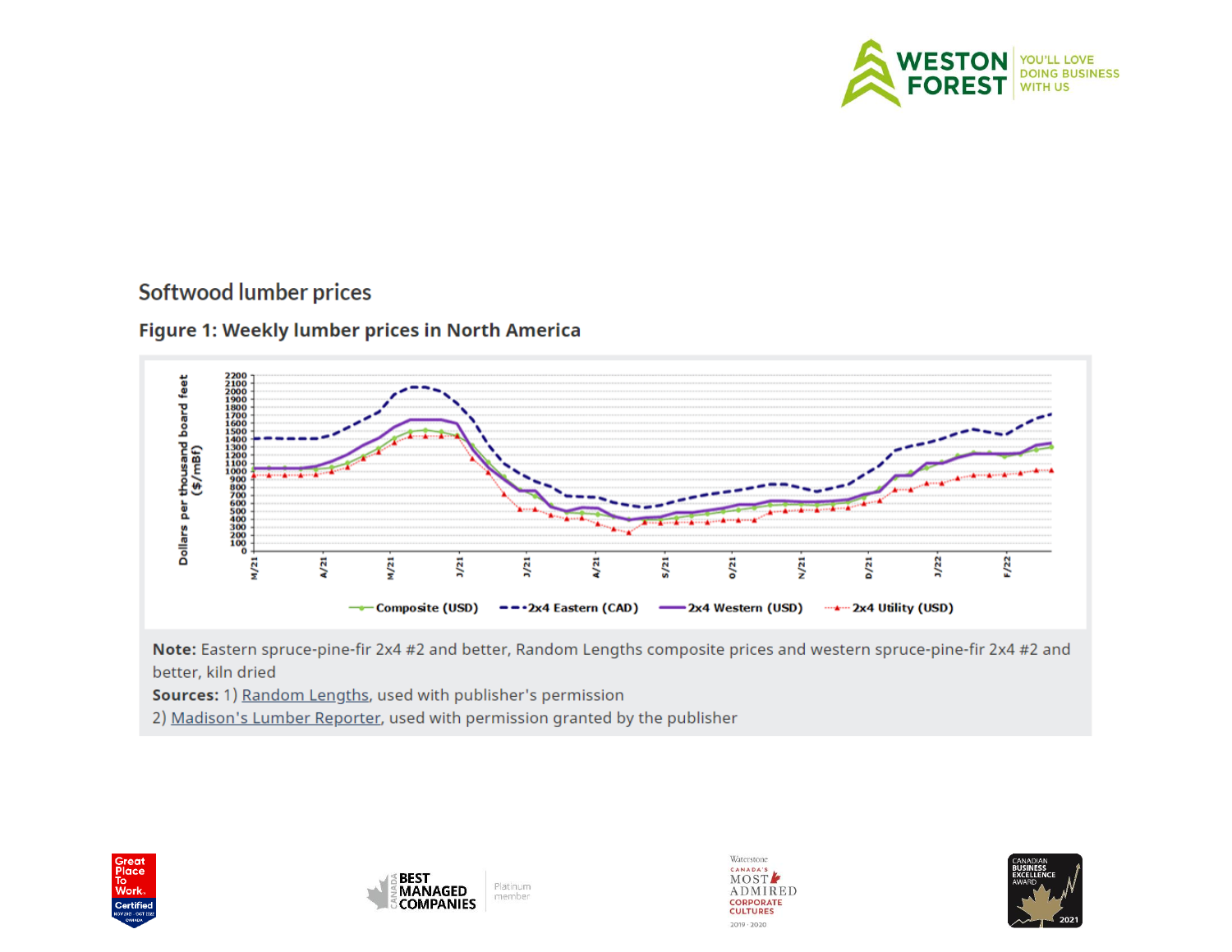## Softwood lumber prices

### Figure 1: Weekly lumber prices in North America

**Note:** Eastern spruce-pine-fir 2x4 #2 and better, Random Lengths composite prices and western spruce-pine-fir 2x4 #2 and better, kiln dried

**Sources:** 1) Random Lengths, used with publisher's permission

2) Madison's Lumber Reporter, used with permission granted by the publisher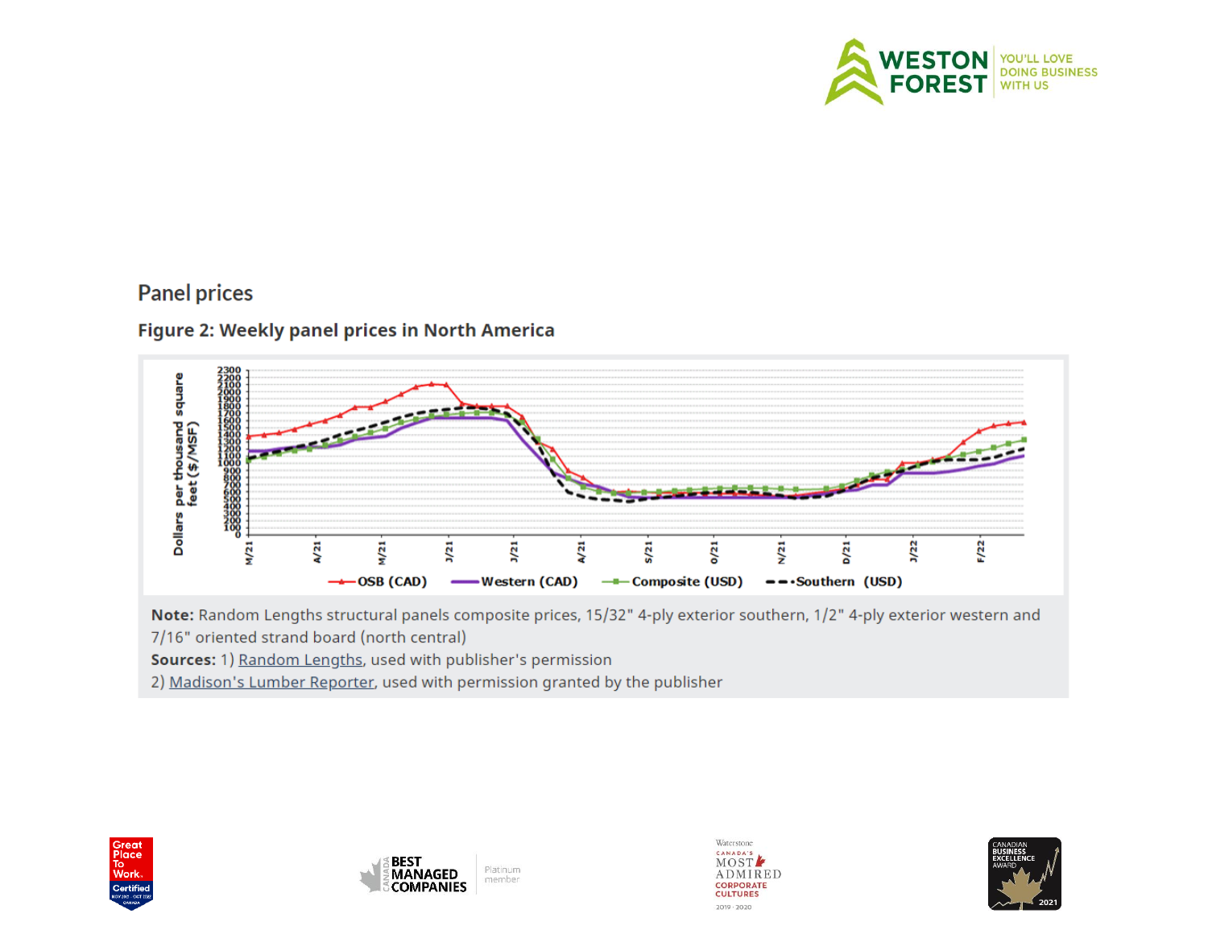## Panel prices

### Figure 2: Weekly panel prices in North America

**Note:** Random Lengths structural panels composite prices, 15/32" 4-ply exterior southern, 1/2" 4-ply exterior western and 7/16" oriented strand board (north central)

**Sources:** 1) Random Lengths, used with publisher's permission

2) Madison's Lumber Reporter, used with permission granted by the publisher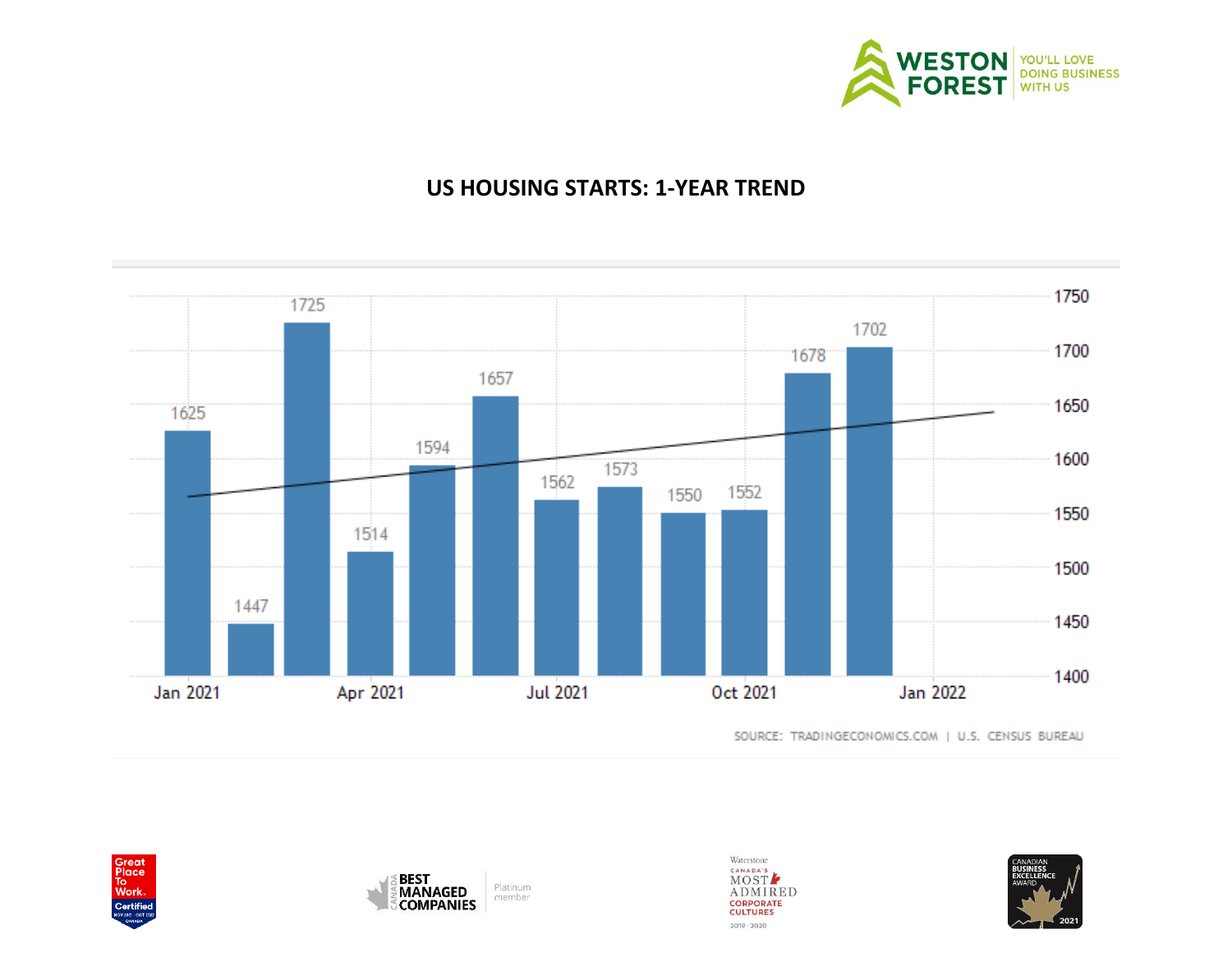## US HOUSING STARTS: 1-YEAR TREND

| Month | Housing Starts |
|---|---|
| Jan 2021 | 1625 |
| Feb 2021 | 1447 |
| Mar 2021 | 1725 |
| Apr 2021 | 1514 |
| May 2021 | 1594 |
| Jun 2021 | 1657 |
| Jul 2021 | 1562 |
| Aug 2021 | 1573 |
| Sep 2021 | 1550 |
| Oct 2021 | 1552 |
| Nov 2021 | 1678 |
| Dec 2021 | 1702 |

SOURCE: TRADINGECONOMICS.COM | U.S. CENSUS BUREAU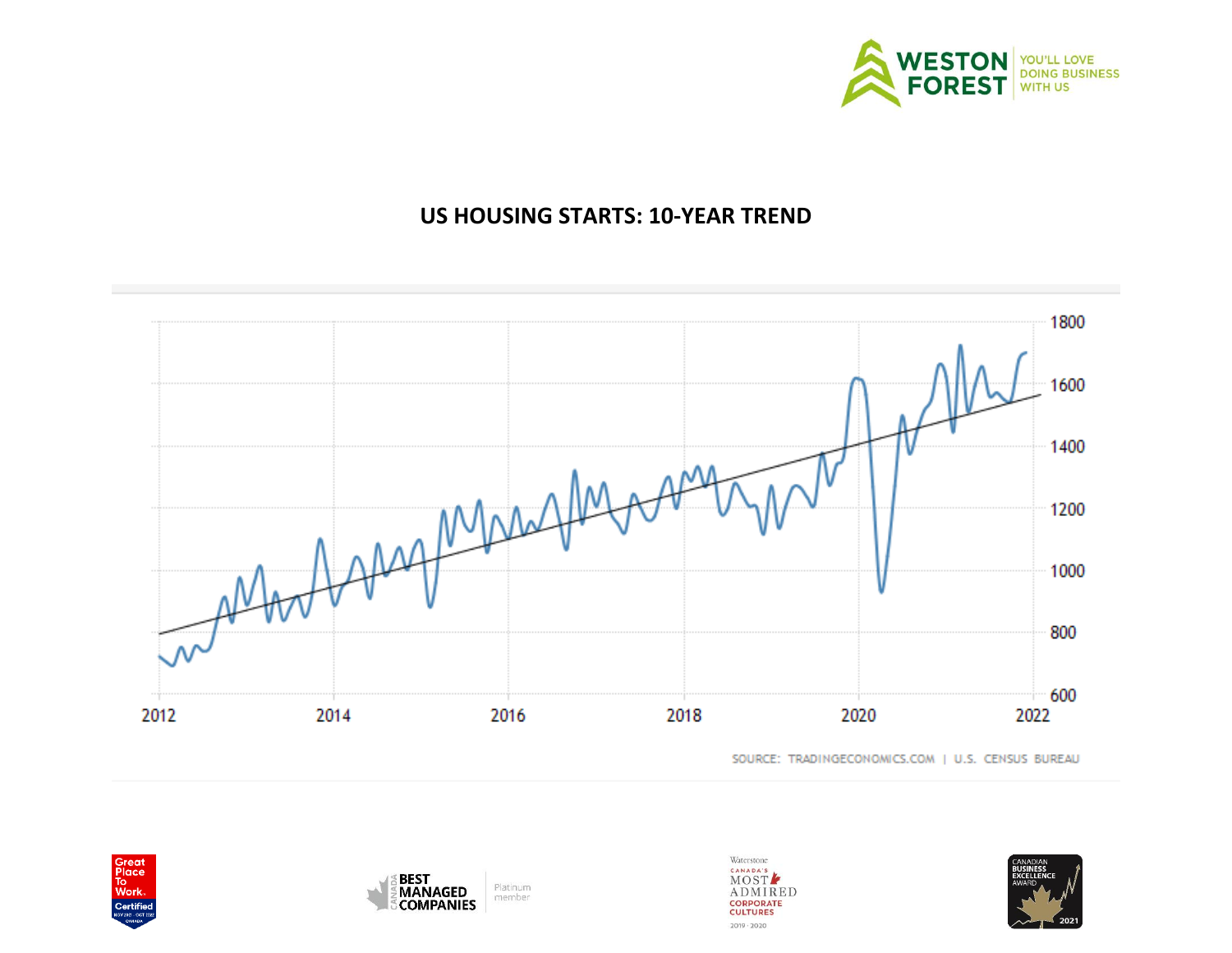# US HOUSING STARTS: 10-YEAR TREND

SOURCE: TRADINGECONOMICS.COM | U.S. CENSUS BUREAU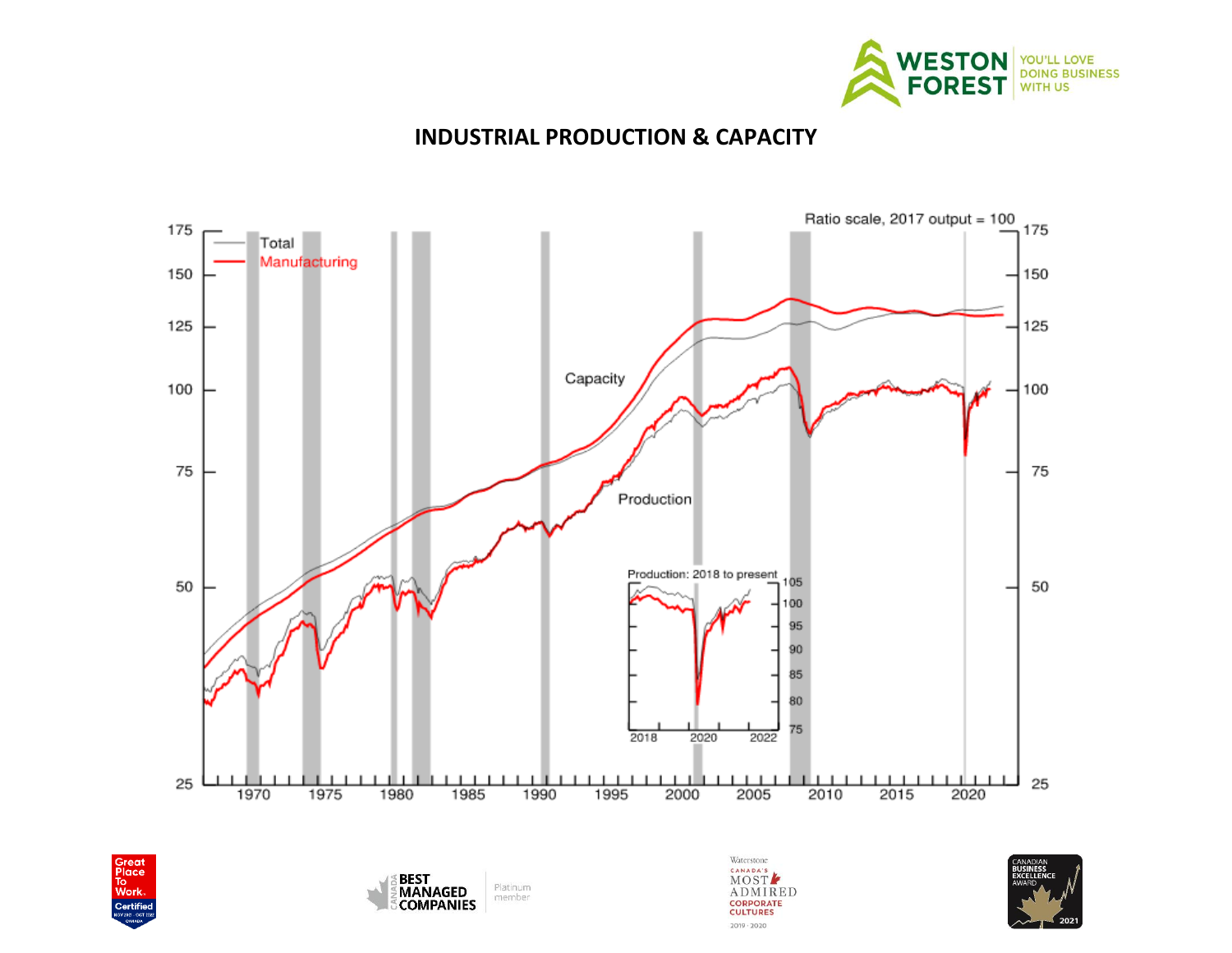# INDUSTRIAL PRODUCTION & CAPACITY

Ratio scale, 2017 output = 100

Total

Manufacturing

Capacity

Production

Production: 2018 to present

175
150
125
100
75
50
25

1970 1975 1980 1985 1990 1995 2000 2005 2010 2015 2020

105
100
95
90
85
80
75

2018 2020 2022